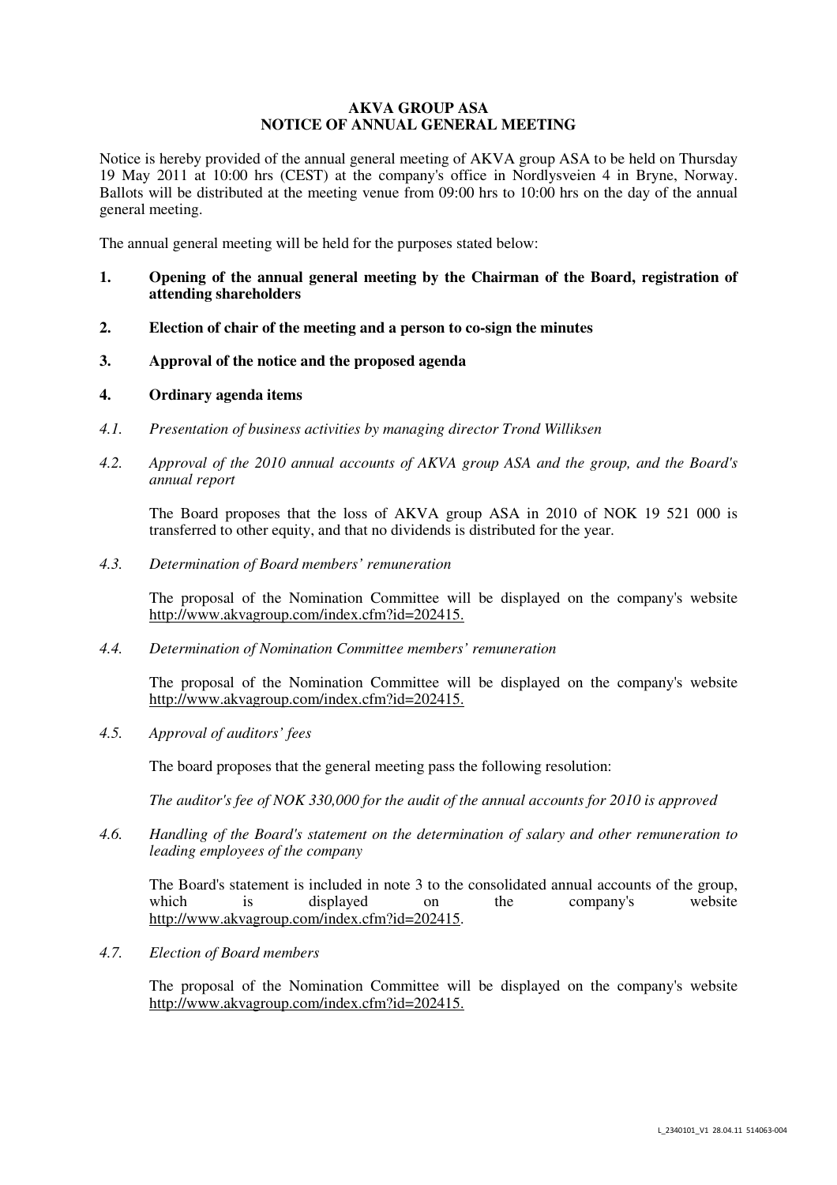# AKVA GROUP ASA
## NOTICE OF ANNUAL GENERAL MEETING

Notice is hereby provided of the annual general meeting of AKVA group ASA to be held on Thursday 19 May 2011 at 10:00 hrs (CEST) at the company's office in Nordlysveien 4 in Bryne, Norway. Ballots will be distributed at the meeting venue from 09:00 hrs to 10:00 hrs on the day of the annual general meeting.

The annual general meeting will be held for the purposes stated below:

**1. Opening of the annual general meeting by the Chairman of the Board, registration of attending shareholders**

**2. Election of chair of the meeting and a person to co-sign the minutes**

**3. Approval of the notice and the proposed agenda**

**4. Ordinary agenda items**

*4.1. Presentation of business activities by managing director Trond Williksen*

*4.2. Approval of the 2010 annual accounts of AKVA group ASA and the group, and the Board's annual report*

The Board proposes that the loss of AKVA group ASA in 2010 of NOK 19 521 000 is transferred to other equity, and that no dividends is distributed for the year.

*4.3. Determination of Board members' remuneration*

The proposal of the Nomination Committee will be displayed on the company's website http://www.akvagroup.com/index.cfm?id=202415.

*4.4. Determination of Nomination Committee members' remuneration*

The proposal of the Nomination Committee will be displayed on the company's website http://www.akvagroup.com/index.cfm?id=202415.

*4.5. Approval of auditors' fees*

The board proposes that the general meeting pass the following resolution:

*The auditor's fee of NOK 330,000 for the audit of the annual accounts for 2010 is approved*

*4.6. Handling of the Board's statement on the determination of salary and other remuneration to leading employees of the company*

The Board's statement is included in note 3 to the consolidated annual accounts of the group, which is displayed on the company's website http://www.akvagroup.com/index.cfm?id=202415.

*4.7. Election of Board members*

The proposal of the Nomination Committee will be displayed on the company's website http://www.akvagroup.com/index.cfm?id=202415.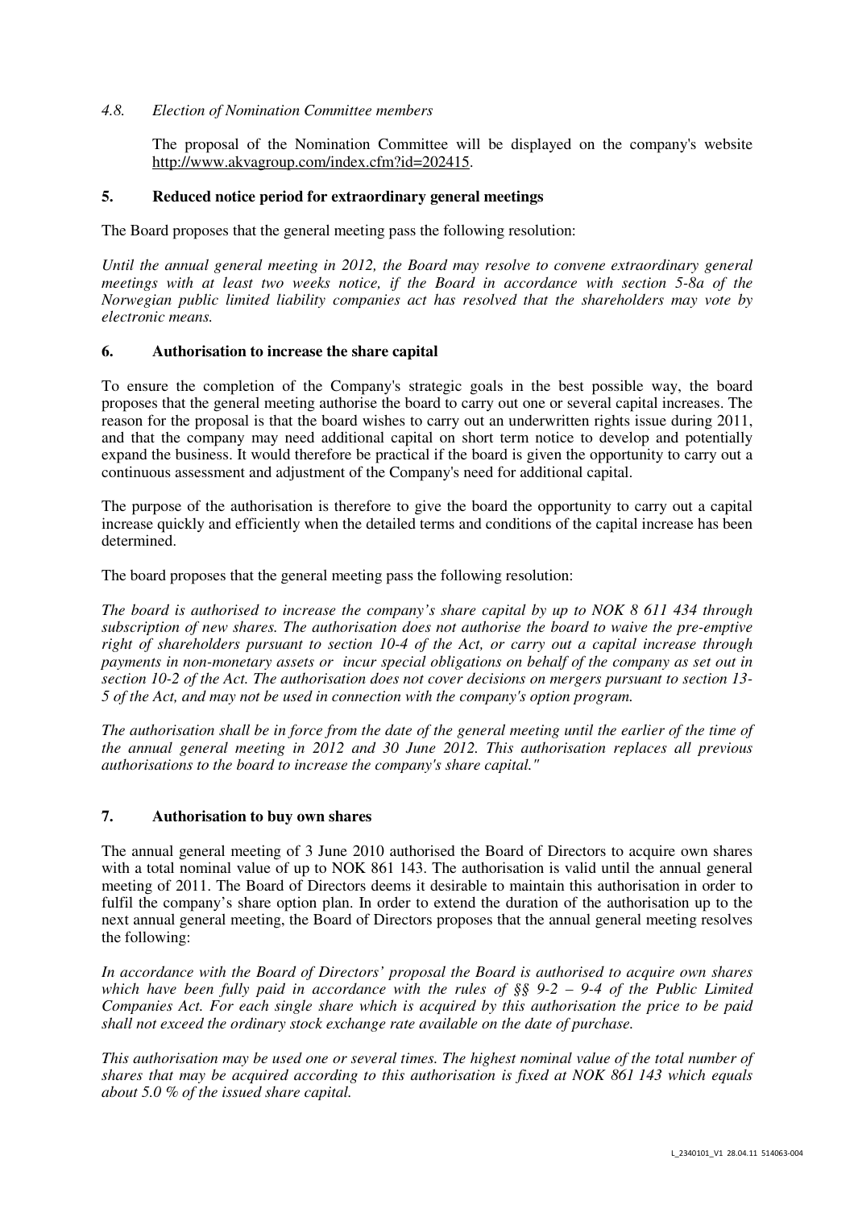*4.8. Election of Nomination Committee members*

The proposal of the Nomination Committee will be displayed on the company's website http://www.akvagroup.com/index.cfm?id=202415.

## 5. Reduced notice period for extraordinary general meetings

The Board proposes that the general meeting pass the following resolution:

*Until the annual general meeting in 2012, the Board may resolve to convene extraordinary general meetings with at least two weeks notice, if the Board in accordance with section 5-8a of the Norwegian public limited liability companies act has resolved that the shareholders may vote by electronic means.*

## 6. Authorisation to increase the share capital

To ensure the completion of the Company's strategic goals in the best possible way, the board proposes that the general meeting authorise the board to carry out one or several capital increases. The reason for the proposal is that the board wishes to carry out an underwritten rights issue during 2011, and that the company may need additional capital on short term notice to develop and potentially expand the business. It would therefore be practical if the board is given the opportunity to carry out a continuous assessment and adjustment of the Company's need for additional capital.

The purpose of the authorisation is therefore to give the board the opportunity to carry out a capital increase quickly and efficiently when the detailed terms and conditions of the capital increase has been determined.

The board proposes that the general meeting pass the following resolution:

*The board is authorised to increase the company's share capital by up to NOK 8 611 434 through subscription of new shares. The authorisation does not authorise the board to waive the pre-emptive right of shareholders pursuant to section 10-4 of the Act, or carry out a capital increase through payments in non-monetary assets or incur special obligations on behalf of the company as set out in section 10-2 of the Act. The authorisation does not cover decisions on mergers pursuant to section 13-5 of the Act, and may not be used in connection with the company's option program.*

*The authorisation shall be in force from the date of the general meeting until the earlier of the time of the annual general meeting in 2012 and 30 June 2012. This authorisation replaces all previous authorisations to the board to increase the company's share capital."*

## 7. Authorisation to buy own shares

The annual general meeting of 3 June 2010 authorised the Board of Directors to acquire own shares with a total nominal value of up to NOK 861 143. The authorisation is valid until the annual general meeting of 2011. The Board of Directors deems it desirable to maintain this authorisation in order to fulfil the company's share option plan. In order to extend the duration of the authorisation up to the next annual general meeting, the Board of Directors proposes that the annual general meeting resolves the following:

*In accordance with the Board of Directors' proposal the Board is authorised to acquire own shares which have been fully paid in accordance with the rules of §§ 9-2 – 9-4 of the Public Limited Companies Act. For each single share which is acquired by this authorisation the price to be paid shall not exceed the ordinary stock exchange rate available on the date of purchase.*

*This authorisation may be used one or several times. The highest nominal value of the total number of shares that may be acquired according to this authorisation is fixed at NOK 861 143 which equals about 5.0 % of the issued share capital.*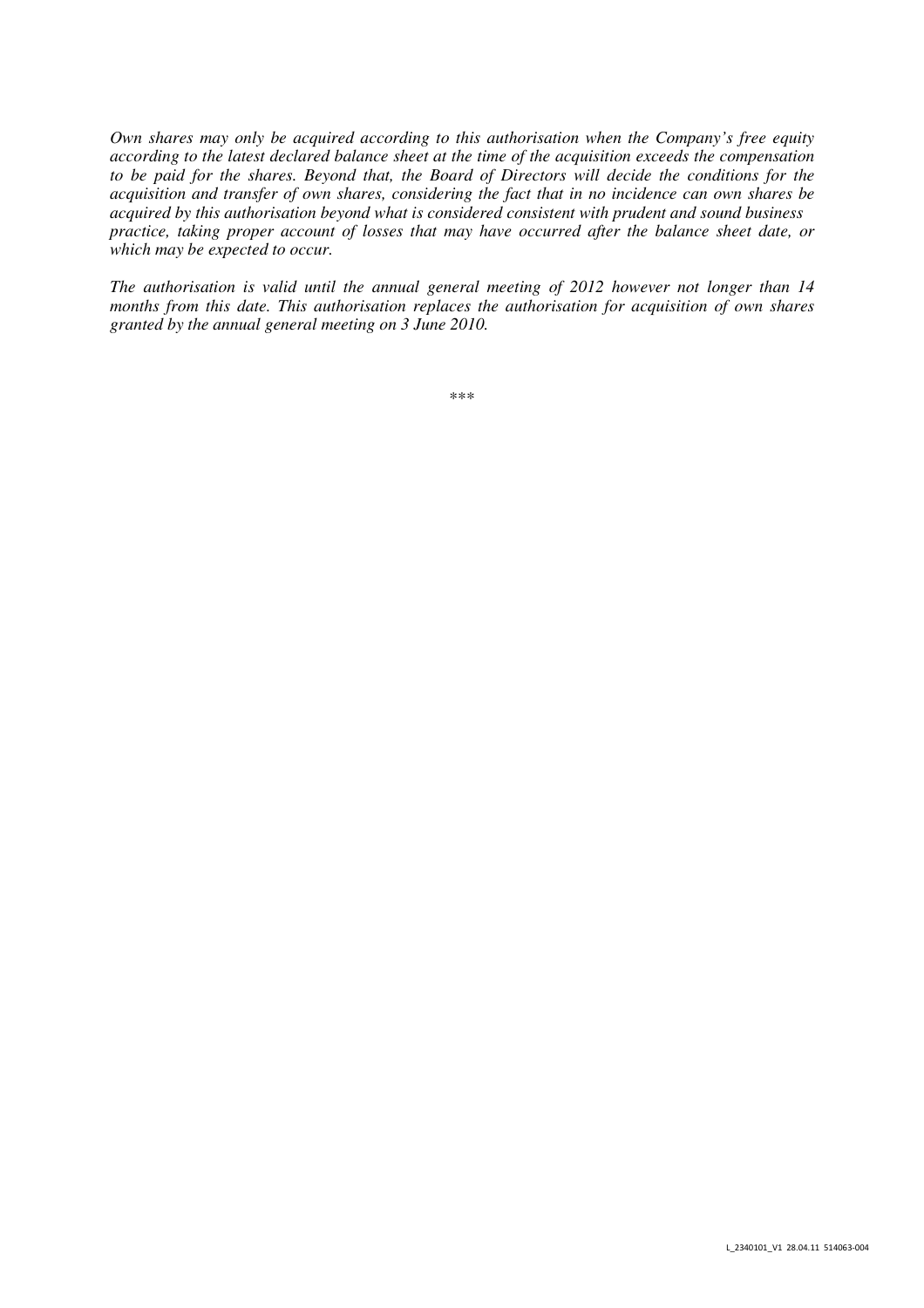*Own shares may only be acquired according to this authorisation when the Company's free equity according to the latest declared balance sheet at the time of the acquisition exceeds the compensation to be paid for the shares. Beyond that, the Board of Directors will decide the conditions for the acquisition and transfer of own shares, considering the fact that in no incidence can own shares be acquired by this authorisation beyond what is considered consistent with prudent and sound business practice, taking proper account of losses that may have occurred after the balance sheet date, or which may be expected to occur.*

*The authorisation is valid until the annual general meeting of 2012 however not longer than 14 months from this date. This authorisation replaces the authorisation for acquisition of own shares granted by the annual general meeting on 3 June 2010.*

\*\*\*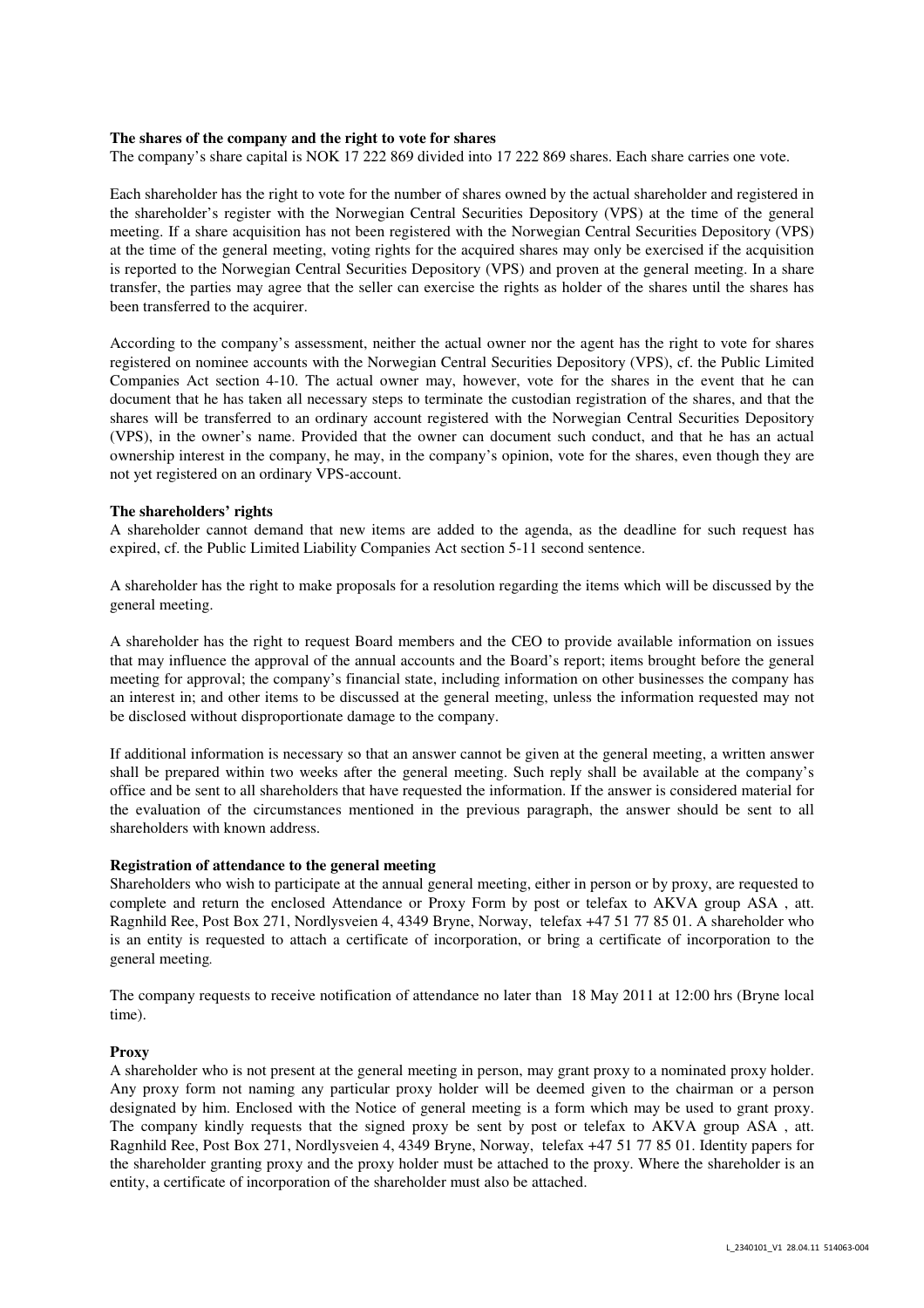**The shares of the company and the right to vote for shares**

The company's share capital is NOK 17 222 869 divided into 17 222 869 shares. Each share carries one vote.

Each shareholder has the right to vote for the number of shares owned by the actual shareholder and registered in the shareholder's register with the Norwegian Central Securities Depository (VPS) at the time of the general meeting. If a share acquisition has not been registered with the Norwegian Central Securities Depository (VPS) at the time of the general meeting, voting rights for the acquired shares may only be exercised if the acquisition is reported to the Norwegian Central Securities Depository (VPS) and proven at the general meeting. In a share transfer, the parties may agree that the seller can exercise the rights as holder of the shares until the shares has been transferred to the acquirer.

According to the company's assessment, neither the actual owner nor the agent has the right to vote for shares registered on nominee accounts with the Norwegian Central Securities Depository (VPS), cf. the Public Limited Companies Act section 4-10. The actual owner may, however, vote for the shares in the event that he can document that he has taken all necessary steps to terminate the custodian registration of the shares, and that the shares will be transferred to an ordinary account registered with the Norwegian Central Securities Depository (VPS), in the owner's name. Provided that the owner can document such conduct, and that he has an actual ownership interest in the company, he may, in the company's opinion, vote for the shares, even though they are not yet registered on an ordinary VPS-account.

**The shareholders' rights**

A shareholder cannot demand that new items are added to the agenda, as the deadline for such request has expired, cf. the Public Limited Liability Companies Act section 5-11 second sentence.

A shareholder has the right to make proposals for a resolution regarding the items which will be discussed by the general meeting.

A shareholder has the right to request Board members and the CEO to provide available information on issues that may influence the approval of the annual accounts and the Board's report; items brought before the general meeting for approval; the company's financial state, including information on other businesses the company has an interest in; and other items to be discussed at the general meeting, unless the information requested may not be disclosed without disproportionate damage to the company.

If additional information is necessary so that an answer cannot be given at the general meeting, a written answer shall be prepared within two weeks after the general meeting. Such reply shall be available at the company's office and be sent to all shareholders that have requested the information. If the answer is considered material for the evaluation of the circumstances mentioned in the previous paragraph, the answer should be sent to all shareholders with known address.

**Registration of attendance to the general meeting**

Shareholders who wish to participate at the annual general meeting, either in person or by proxy, are requested to complete and return the enclosed Attendance or Proxy Form by post or telefax to AKVA group ASA , att. Ragnhild Ree, Post Box 271, Nordlysveien 4, 4349 Bryne, Norway, telefax +47 51 77 85 01. A shareholder who is an entity is requested to attach a certificate of incorporation, or bring a certificate of incorporation to the general meeting.

The company requests to receive notification of attendance no later than 18 May 2011 at 12:00 hrs (Bryne local time).

**Proxy**

A shareholder who is not present at the general meeting in person, may grant proxy to a nominated proxy holder. Any proxy form not naming any particular proxy holder will be deemed given to the chairman or a person designated by him. Enclosed with the Notice of general meeting is a form which may be used to grant proxy. The company kindly requests that the signed proxy be sent by post or telefax to AKVA group ASA , att. Ragnhild Ree, Post Box 271, Nordlysveien 4, 4349 Bryne, Norway, telefax +47 51 77 85 01. Identity papers for the shareholder granting proxy and the proxy holder must be attached to the proxy. Where the shareholder is an entity, a certificate of incorporation of the shareholder must also be attached.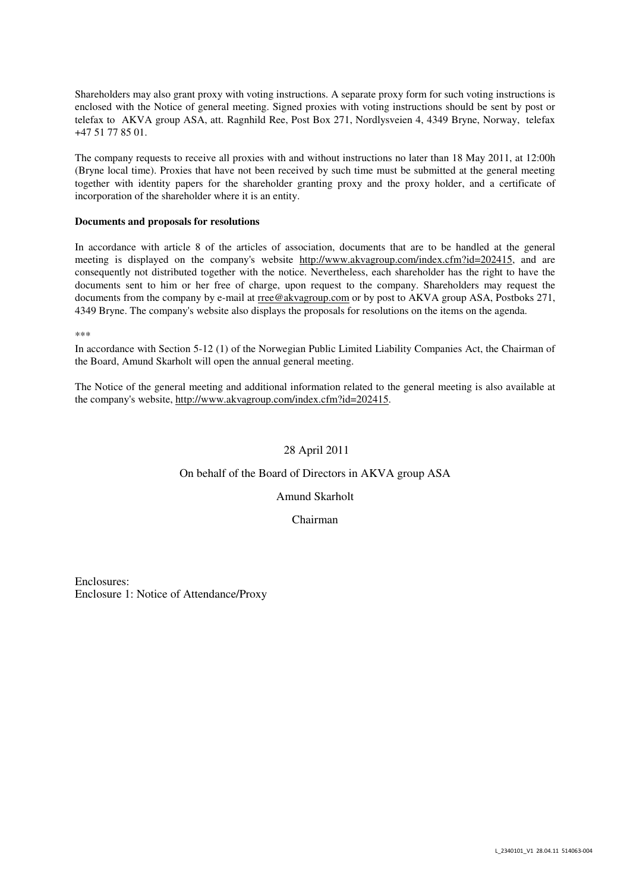Shareholders may also grant proxy with voting instructions. A separate proxy form for such voting instructions is enclosed with the Notice of general meeting. Signed proxies with voting instructions should be sent by post or telefax to AKVA group ASA, att. Ragnhild Ree, Post Box 271, Nordlysveien 4, 4349 Bryne, Norway, telefax +47 51 77 85 01.

The company requests to receive all proxies with and without instructions no later than 18 May 2011, at 12:00h (Bryne local time). Proxies that have not been received by such time must be submitted at the general meeting together with identity papers for the shareholder granting proxy and the proxy holder, and a certificate of incorporation of the shareholder where it is an entity.

**Documents and proposals for resolutions**

In accordance with article 8 of the articles of association, documents that are to be handled at the general meeting is displayed on the company's website http://www.akvagroup.com/index.cfm?id=202415, and are consequently not distributed together with the notice. Nevertheless, each shareholder has the right to have the documents sent to him or her free of charge, upon request to the company. Shareholders may request the documents from the company by e-mail at rree@akvagroup.com or by post to AKVA group ASA, Postboks 271, 4349 Bryne. The company's website also displays the proposals for resolutions on the items on the agenda.

***

In accordance with Section 5-12 (1) of the Norwegian Public Limited Liability Companies Act, the Chairman of the Board, Amund Skarholt will open the annual general meeting.

The Notice of the general meeting and additional information related to the general meeting is also available at the company's website, http://www.akvagroup.com/index.cfm?id=202415.

28 April 2011

On behalf of the Board of Directors in AKVA group ASA

Amund Skarholt

Chairman

Enclosures:
Enclosure 1: Notice of Attendance/Proxy

L_2340101_V1 28.04.11 514063-004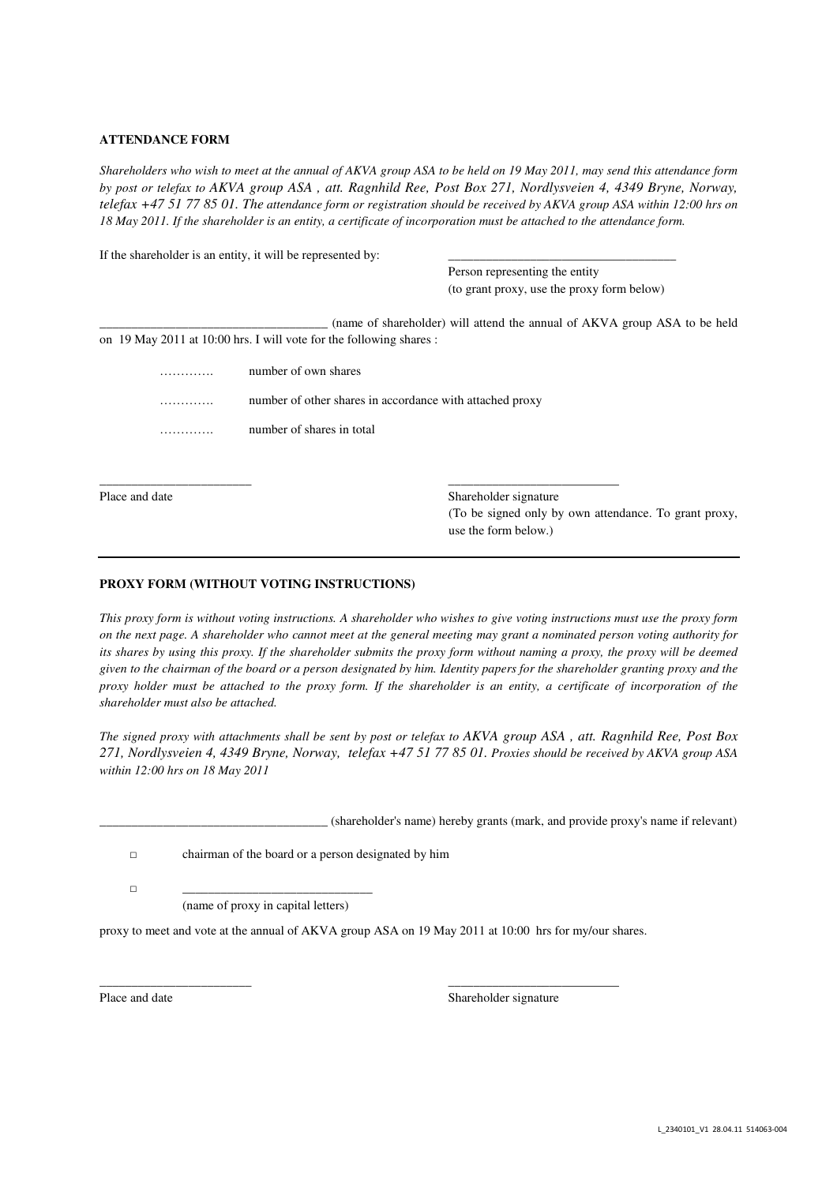**ATTENDANCE FORM**

*Shareholders who wish to meet at the annual of AKVA group ASA to be held on 19 May 2011, may send this attendance form by post or telefax to AKVA group ASA , att. Ragnhild Ree, Post Box 271, Nordlysveien 4, 4349 Bryne, Norway, telefax +47 51 77 85 01. The attendance form or registration should be received by AKVA group ASA within 12:00 hrs on 18 May 2011. If the shareholder is an entity, a certificate of incorporation must be attached to the attendance form.*

If the shareholder is an entity, it will be represented by: ____________________________________

Person representing the entity
(to grant proxy, use the proxy form below)

____________________________________ (name of shareholder) will attend the annual of AKVA group ASA to be held on 19 May 2011 at 10:00 hrs. I will vote for the following shares :

…………. number of own shares

…………. number of other shares in accordance with attached proxy

…………. number of shares in total

________________________ ___________________________

Place and date

Shareholder signature
(To be signed only by own attendance. To grant proxy, use the form below.)

---

**PROXY FORM (WITHOUT VOTING INSTRUCTIONS)**

*This proxy form is without voting instructions. A shareholder who wishes to give voting instructions must use the proxy form on the next page. A shareholder who cannot meet at the general meeting may grant a nominated person voting authority for its shares by using this proxy. If the shareholder submits the proxy form without naming a proxy, the proxy will be deemed given to the chairman of the board or a person designated by him. Identity papers for the shareholder granting proxy and the proxy holder must be attached to the proxy form. If the shareholder is an entity, a certificate of incorporation of the shareholder must also be attached.*

*The signed proxy with attachments shall be sent by post or telefax to AKVA group ASA , att. Ragnhild Ree, Post Box 271, Nordlysveien 4, 4349 Bryne, Norway, telefax +47 51 77 85 01. Proxies should be received by AKVA group ASA within 12:00 hrs on 18 May 2011*

____________________________________ (shareholder's name) hereby grants (mark, and provide proxy's name if relevant)

□ chairman of the board or a person designated by him

□ ______________________________
(name of proxy in capital letters)

proxy to meet and vote at the annual of AKVA group ASA on 19 May 2011 at 10:00 hrs for my/our shares.

________________________ ___________________________

Place and date

Shareholder signature

L_2340101_V1 28.04.11 514063-004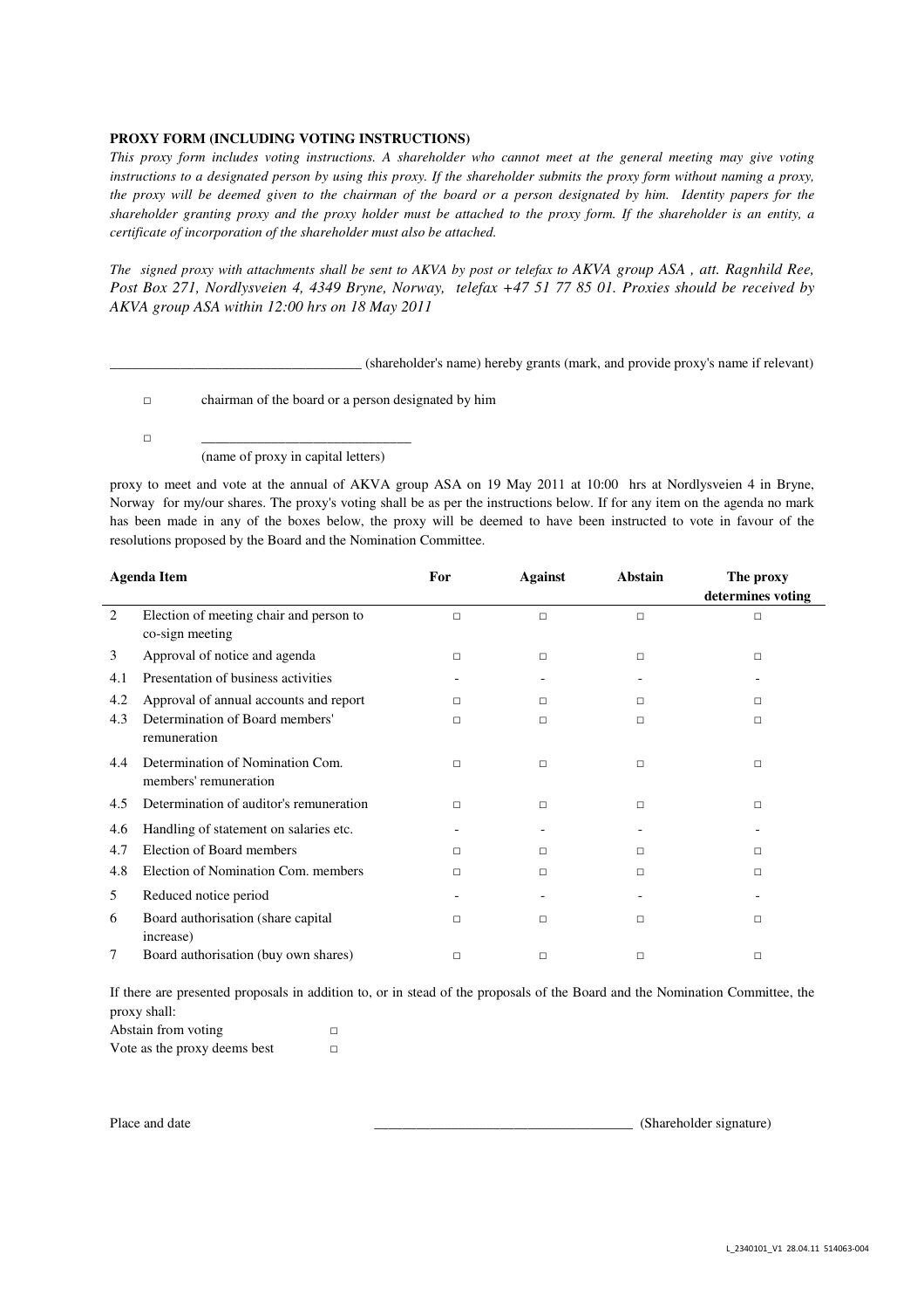**PROXY FORM (INCLUDING VOTING INSTRUCTIONS)**

*This proxy form includes voting instructions. A shareholder who cannot meet at the general meeting may give voting instructions to a designated person by using this proxy. If the shareholder submits the proxy form without naming a proxy, the proxy will be deemed given to the chairman of the board or a person designated by him. Identity papers for the shareholder granting proxy and the proxy holder must be attached to the proxy form. If the shareholder is an entity, a certificate of incorporation of the shareholder must also be attached.*

*The signed proxy with attachments shall be sent to AKVA by post or telefax to AKVA group ASA , att. Ragnhild Ree, Post Box 271, Nordlysveien 4, 4349 Bryne, Norway, telefax +47 51 77 85 01. Proxies should be received by AKVA group ASA within 12:00 hrs on 18 May 2011*

_____________________________________ (shareholder's name) hereby grants (mark, and provide proxy's name if relevant)

□ chairman of the board or a person designated by him

□ ______________________________
(name of proxy in capital letters)

proxy to meet and vote at the annual of AKVA group ASA on 19 May 2011 at 10:00 hrs at Nordlysveien 4 in Bryne, Norway for my/our shares. The proxy's voting shall be as per the instructions below. If for any item on the agenda no mark has been made in any of the boxes below, the proxy will be deemed to have been instructed to vote in favour of the resolutions proposed by the Board and the Nomination Committee.

| Agenda Item | | For | Against | Abstain | The proxy determines voting |
|---|---|---|---|---|---|
| 2 | Election of meeting chair and person to co-sign meeting | □ | □ | □ | □ |
| 3 | Approval of notice and agenda | □ | □ | □ | □ |
| 4.1 | Presentation of business activities | - | - | - | - |
| 4.2 | Approval of annual accounts and report | □ | □ | □ | □ |
| 4.3 | Determination of Board members' remuneration | □ | □ | □ | □ |
| 4.4 | Determination of Nomination Com. members' remuneration | □ | □ | □ | □ |
| 4.5 | Determination of auditor's remuneration | □ | □ | □ | □ |
| 4.6 | Handling of statement on salaries etc. | - | - | - | - |
| 4.7 | Election of Board members | □ | □ | □ | □ |
| 4.8 | Election of Nomination Com. members | □ | □ | □ | □ |
| 5 | Reduced notice period | - | - | - | - |
| 6 | Board authorisation (share capital increase) | □ | □ | □ | □ |
| 7 | Board authorisation (buy own shares) | □ | □ | □ | □ |

If there are presented proposals in addition to, or in stead of the proposals of the Board and the Nomination Committee, the proxy shall:

Abstain from voting □
Vote as the proxy deems best □

Place and date _____________________________________ (Shareholder signature)

L_2340101_V1 28.04.11 514063-004